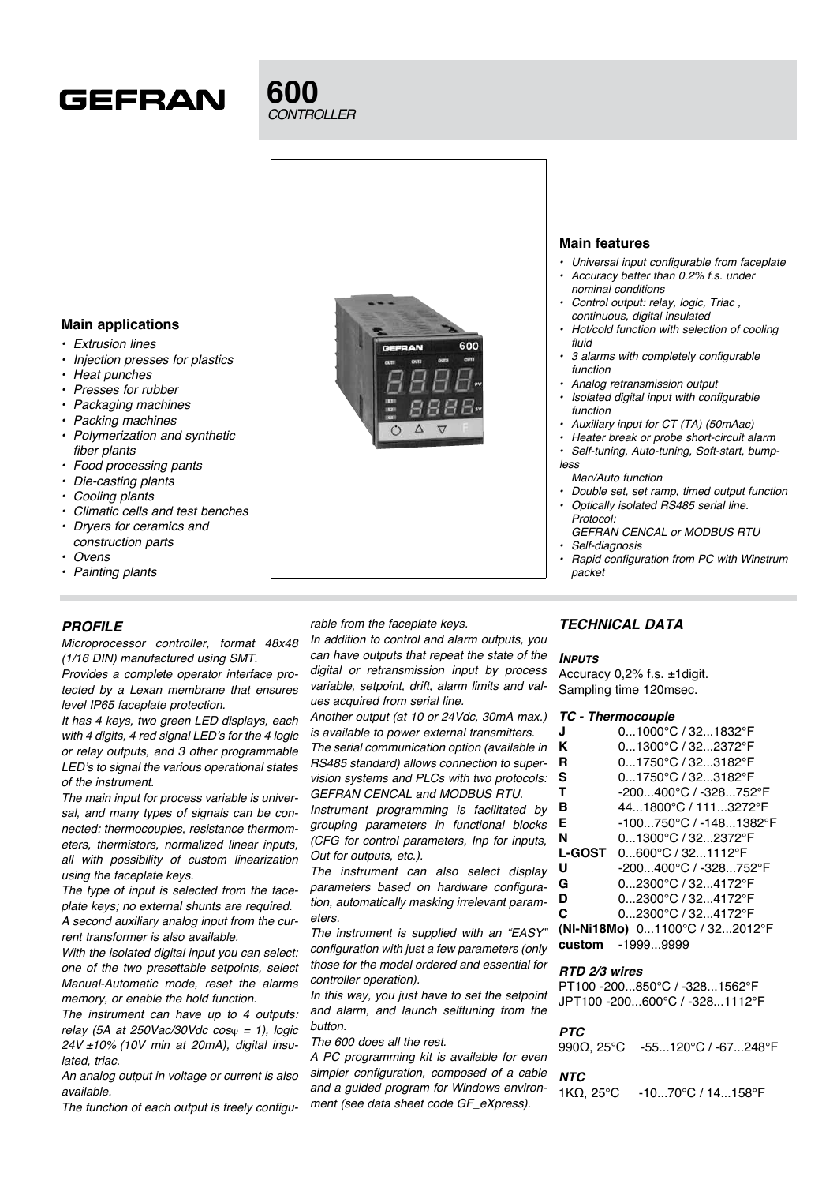# GEFRAN

# 600
*CONTROLLER*

## Main applications

- *Extrusion lines*
- *Injection presses for plastics*
- *Heat punches*
- *Presses for rubber*
- *Packaging machines*
- *Packing machines*
- *Polymerization and synthetic fiber plants*
- *Food processing pants*
- *Die-casting plants*
- *Cooling plants*
- *Climatic cells and test benches*
- *Dryers for ceramics and construction parts*
- *Ovens*
- *Painting plants*

## Main features

- *Universal input configurable from faceplate*
- *Accuracy better than 0.2% f.s. under nominal conditions*
- *Control output: relay, logic, Triac , continuous, digital insulated*
- *Hot/cold function with selection of cooling fluid*
- *3 alarms with completely configurable function*
- *Analog retransmission output*
- *Isolated digital input with configurable function*
- *Auxiliary input for CT (TA) (50mAac)*
- *Heater break or probe short-circuit alarm*
- *Self-tuning, Auto-tuning, Soft-start, bumpless Man/Auto function*
- *Double set, set ramp, timed output function*
- *Optically isolated RS485 serial line. Protocol: GEFRAN CENCAL or MODBUS RTU*
- *Self-diagnosis*
- *Rapid configuration from PC with Winstrum packet*

## PROFILE

*Microprocessor controller, format 48x48 (1/16 DIN) manufactured using SMT.*

*Provides a complete operator interface protected by a Lexan membrane that ensures level IP65 faceplate protection.*

*It has 4 keys, two green LED displays, each with 4 digits, 4 red signal LED's for the 4 logic or relay outputs, and 3 other programmable LED's to signal the various operational states of the instrument.*

*The main input for process variable is universal, and many types of signals can be connected: thermocouples, resistance thermometers, thermistors, normalized linear inputs, all with possibility of custom linearization using the faceplate keys.*

*The type of input is selected from the faceplate keys; no external shunts are required.*

*A second auxiliary analog input from the current transformer is also available.*

*With the isolated digital input you can select: one of the two presettable setpoints, select Manual-Automatic mode, reset the alarms memory, or enable the hold function.*

*The instrument can have up to 4 outputs: relay (5A at 250Vac/30Vdc cosφ = 1), logic 24V ±10% (10V min at 20mA), digital insulated, triac.*

*An analog output in voltage or current is also available.*

*The function of each output is freely configurable from the faceplate keys.*

*In addition to control and alarm outputs, you can have outputs that repeat the state of the digital or retransmission input by process variable, setpoint, drift, alarm limits and values acquired from serial line.*

*Another output (at 10 or 24Vdc, 30mA max.) is available to power external transmitters.*

*The serial communication option (available in RS485 standard) allows connection to supervision systems and PLCs with two protocols: GEFRAN CENCAL and MODBUS RTU.*

*Instrument programming is facilitated by grouping parameters in functional blocks (CFG for control parameters, Inp for inputs, Out for outputs, etc.).*

*The instrument can also select display parameters based on hardware configuration, automatically masking irrelevant parameters.*

*The instrument is supplied with an "EASY" configuration with just a few parameters (only those for the model ordered and essential for controller operation).*

*In this way, you just have to set the setpoint and alarm, and launch selftuning from the button.*

*The 600 does all the rest.*

*A PC programming kit is available for even simpler configuration, composed of a cable and a guided program for Windows environment (see data sheet code GF_eXpress).*

## TECHNICAL DATA

### INPUTS

Accuracy 0,2% f.s. ±1digit.
Sampling time 120msec.

#### TC - Thermocouple

| | |
|---|---|
| **J** | 0...1000°C / 32...1832°F |
| **K** | 0...1300°C / 32...2372°F |
| **R** | 0...1750°C / 32...3182°F |
| **S** | 0...1750°C / 32...3182°F |
| **T** | -200...400°C / -328...752°F |
| **B** | 44...1800°C / 111...3272°F |
| **E** | -100...750°C / -148...1382°F |
| **N** | 0...1300°C / 32...2372°F |
| **L-GOST** | 0...600°C / 32...1112°F |
| **U** | -200...400°C / -328...752°F |
| **G** | 0...2300°C / 32...4172°F |
| **D** | 0...2300°C / 32...4172°F |
| **C** | 0...2300°C / 32...4172°F |
| **(NI-Ni18Mo)** | 0...1100°C / 32...2012°F |
| **custom** | -1999...9999 |

#### RTD 2/3 wires

PT100 -200...850°C / -328...1562°F
JPT100 -200...600°C / -328...1112°F

#### PTC

990Ω, 25°C -55...120°C / -67...248°F

#### NTC

1KΩ, 25°C -10...70°C / 14...158°F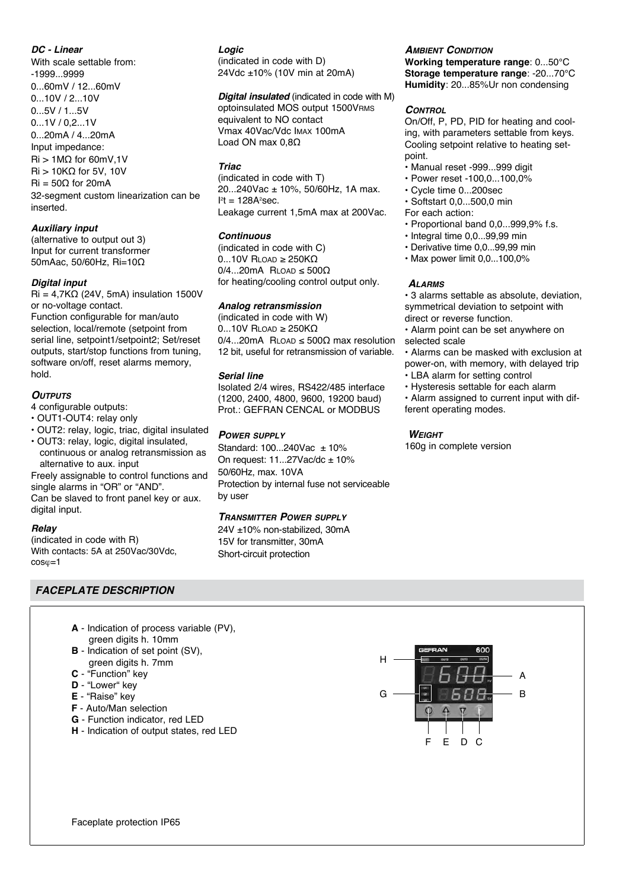### *DC - Linear*

With scale settable from:
-1999...9999
0...60mV / 12...60mV
0...10V / 2...10V
0...5V / 1...5V
0...1V / 0,2...1V
0...20mA / 4...20mA
Input impedance:
Ri > 1MΩ for 60mV,1V
Ri > 10KΩ for 5V, 10V
Ri = 50Ω for 20mA
32-segment custom linearization can be inserted.

### *Auxiliary input*

(alternative to output out 3)
Input for current transformer 50mAac, 50/60Hz, Ri=10Ω

### *Digital input*

Ri = 4,7KΩ (24V, 5mA) insulation 1500V or no-voltage contact.
Function configurable for man/auto selection, local/remote (setpoint from serial line, setpoint1/setpoint2; Set/reset outputs, start/stop functions from tuning, software on/off, reset alarms memory, hold.

### *OUTPUTS*

4 configurable outputs:

- OUT1-OUT4: relay only
- OUT2: relay, logic, triac, digital insulated
- OUT3: relay, logic, digital insulated, continuous or analog retransmission as alternative to aux. input

Freely assignable to control functions and single alarms in "OR" or "AND".
Can be slaved to front panel key or aux. digital input.

### *Relay*

(indicated in code with R)
With contacts: 5A at 250Vac/30Vdc, cosφ=1

### *Logic*

(indicated in code with D)
24Vdc ±10% (10V min at 20mA)

***Digital insulated*** (indicated in code with M)
optoinsulated MOS output 1500VRMS equivalent to NO contact
Vmax 40Vac/Vdc IMAX 100mA
Load ON max 0,8Ω

### *Triac*

(indicated in code with T)
20...240Vac ± 10%, 50/60Hz, 1A max.
$I^2t = 128A^2sec$.
Leakage current 1,5mA max at 200Vac.

### *Continuous*

(indicated in code with C)
0...10V RLOAD ≥ 250KΩ
0/4...20mA RLOAD ≤ 500Ω
for heating/cooling control output only.

### *Analog retransmission*

(indicated in code with W)
0...10V RLOAD ≥ 250KΩ
0/4...20mA RLOAD ≤ 500Ω max resolution 12 bit, useful for retransmission of variable.

### *Serial line*

Isolated 2/4 wires, RS422/485 interface (1200, 2400, 4800, 9600, 19200 baud)
Prot.: GEFRAN CENCAL or MODBUS

### *POWER SUPPLY*

Standard: 100...240Vac ± 10%
On request: 11...27Vac/dc ± 10%
50/60Hz, max. 10VA
Protection by internal fuse not serviceable by user

### *TRANSMITTER POWER SUPPLY*

24V ±10% non-stabilized, 30mA
15V for transmitter, 30mA
Short-circuit protection

### *AMBIENT CONDITION*

**Working temperature range**: 0...50°C
**Storage temperature range**: -20...70°C
**Humidity**: 20...85%Ur non condensing

### *CONTROL*

On/Off, P, PD, PID for heating and cooling, with parameters settable from keys. Cooling setpoint relative to heating setpoint.

- Manual reset -999...999 digit
- Power reset -100,0...100,0%
- Cycle time 0...200sec
- Softstart 0,0...500,0 min

For each action:

- Proportional band 0,0...999,9% f.s.
- Integral time 0,0...99,99 min
- Derivative time 0,0...99,99 min
- Max power limit 0,0...100,0%

### *ALARMS*

- 3 alarms settable as absolute, deviation, symmetrical deviation to setpoint with direct or reverse function.
- Alarm point can be set anywhere on selected scale
- Alarms can be masked with exclusion at power-on, with memory, with delayed trip
- LBA alarm for setting control
- Hysteresis settable for each alarm
- Alarm assigned to current input with different operating modes.

### *WEIGHT*

160g in complete version

## *FACEPLATE DESCRIPTION*

**A** - Indication of process variable (PV), green digits h. 10mm
**B** - Indication of set point (SV), green digits h. 7mm
**C** - "Function" key
**D** - "Lower" key
**E** - "Raise" key
**F** - Auto/Man selection
**G** - Function indicator, red LED
**H** - Indication of output states, red LED

Faceplate protection IP65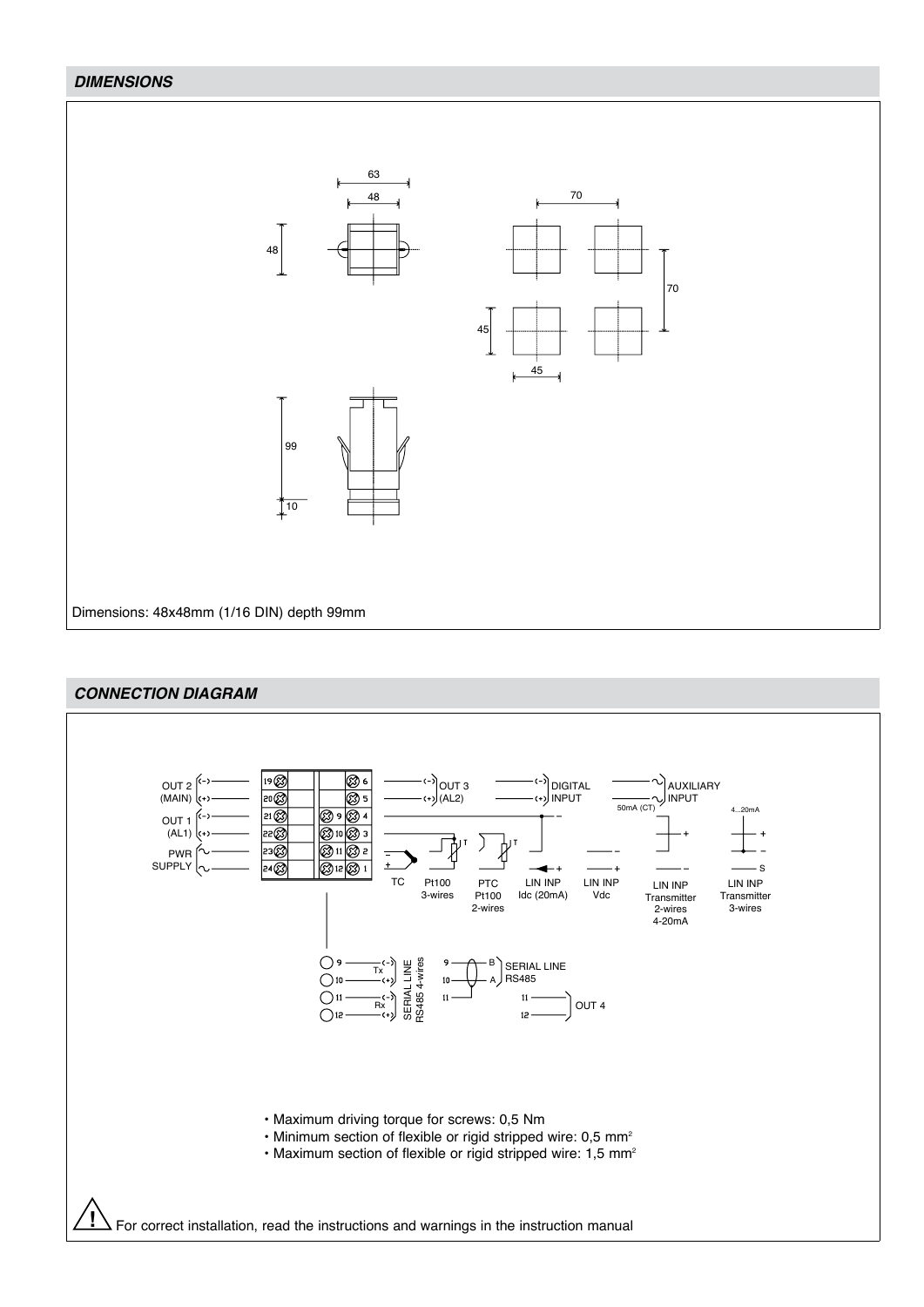## DIMENSIONS

Dimensions: 48x48mm (1/16 DIN) depth 99mm

## CONNECTION DIAGRAM

- Maximum driving torque for screws: 0,5 Nm
- Minimum section of flexible or rigid stripped wire: 0,5 mm²
- Maximum section of flexible or rigid stripped wire: 1,5 mm²

⚠ For correct installation, read the instructions and warnings in the instruction manual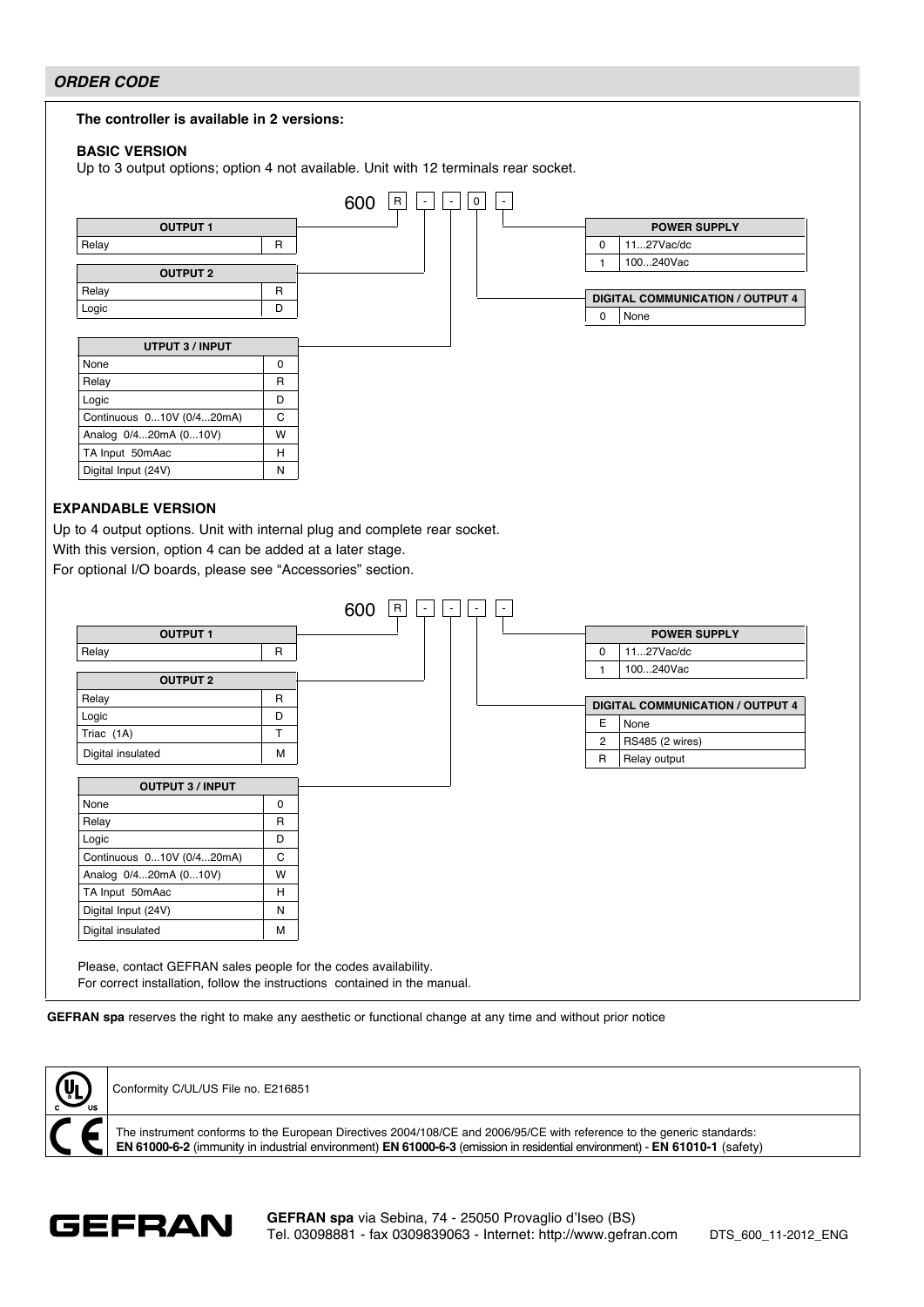## ORDER CODE

**The controller is available in 2 versions:**

### BASIC VERSION

Up to 3 output options; option 4 not available. Unit with 12 terminals rear socket.

600 R - - 0 -

| OUTPUT 1 | |
|---|---|
| Relay | R |

| OUTPUT 2 | |
|---|---|
| Relay | R |
| Logic | D |

| UTPUT 3 / INPUT | |
|---|---|
| None | 0 |
| Relay | R |
| Logic | D |
| Continuous 0...10V (0/4...20mA) | C |
| Analog 0/4...20mA (0...10V) | W |
| TA Input 50mAac | H |
| Digital Input (24V) | N |

| POWER SUPPLY | |
|---|---|
| 0 | 11...27Vac/dc |
| 1 | 100...240Vac |

| DIGITAL COMMUNICATION / OUTPUT 4 | |
|---|---|
| 0 | None |

### EXPANDABLE VERSION

Up to 4 output options. Unit with internal plug and complete rear socket.
With this version, option 4 can be added at a later stage.
For optional I/O boards, please see “Accessories” section.

600 R - - - -

| OUTPUT 1 | |
|---|---|
| Relay | R |

| OUTPUT 2 | |
|---|---|
| Relay | R |
| Logic | D |
| Triac (1A) | T |
| Digital insulated | M |

| OUTPUT 3 / INPUT | |
|---|---|
| None | 0 |
| Relay | R |
| Logic | D |
| Continuous 0...10V (0/4...20mA) | C |
| Analog 0/4...20mA (0...10V) | W |
| TA Input 50mAac | H |
| Digital Input (24V) | N |
| Digital insulated | M |

| POWER SUPPLY | |
|---|---|
| 0 | 11...27Vac/dc |
| 1 | 100...240Vac |

| DIGITAL COMMUNICATION / OUTPUT 4 | |
|---|---|
| E | None |
| 2 | RS485 (2 wires) |
| R | Relay output |

Please, contact GEFRAN sales people for the codes availability.
For correct installation, follow the instructions contained in the manual.

**GEFRAN spa** reserves the right to make any aesthetic or functional change at any time and without prior notice

Conformity C/UL/US File no. E216851

The instrument conforms to the European Directives 2004/108/CE and 2006/95/CE with reference to the generic standards: **EN 61000-6-2** (immunity in industrial environment) **EN 61000-6-3** (emission in residential environment) - **EN 61010-1** (safety)

**GEFRAN spa** via Sebina, 74 - 25050 Provaglio d’Iseo (BS)
Tel. 03098881 - fax 0309839063 - Internet: http://www.gefran.com

DTS_600_11-2012_ENG